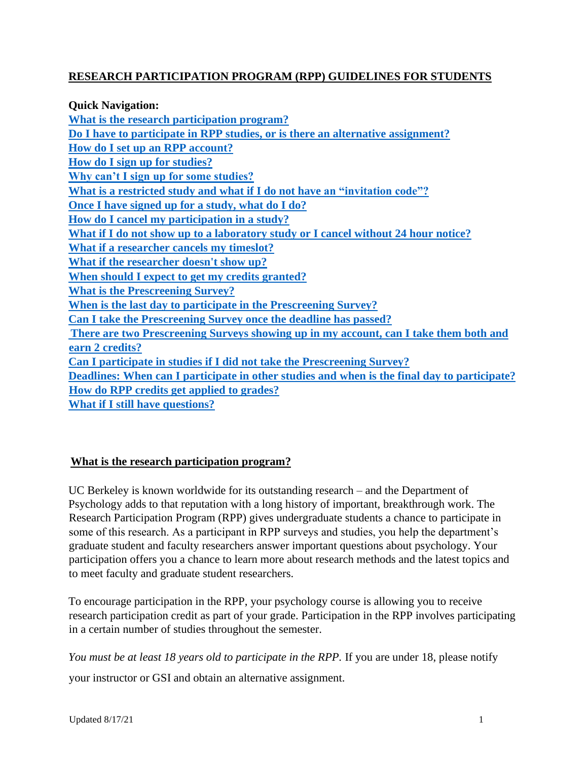# RESEARCH PARTICIPATION PROGRAM (RPP) GUIDELINES FOR STUDENTS

**Quick Navigation:**

- What is the research participation program?
- Do I have to participate in RPP studies, or is there an alternative assignment?
- How do I set up an RPP account?
- How do I sign up for studies?
- Why can't I sign up for some studies?
- What is a restricted study and what if I do not have an "invitation code"?
- Once I have signed up for a study, what do I do?
- How do I cancel my participation in a study?
- What if I do not show up to a laboratory study or I cancel without 24 hour notice?
- What if a researcher cancels my timeslot?
- What if the researcher doesn't show up?
- When should I expect to get my credits granted?
- What is the Prescreening Survey?
- When is the last day to participate in the Prescreening Survey?
- Can I take the Prescreening Survey once the deadline has passed?
- There are two Prescreening Surveys showing up in my account, can I take them both and earn 2 credits?
- Can I participate in studies if I did not take the Prescreening Survey?
- Deadlines: When can I participate in other studies and when is the final day to participate?
- How do RPP credits get applied to grades?
- What if I still have questions?

## What is the research participation program?

UC Berkeley is known worldwide for its outstanding research – and the Department of Psychology adds to that reputation with a long history of important, breakthrough work. The Research Participation Program (RPP) gives undergraduate students a chance to participate in some of this research. As a participant in RPP surveys and studies, you help the department's graduate student and faculty researchers answer important questions about psychology. Your participation offers you a chance to learn more about research methods and the latest topics and to meet faculty and graduate student researchers.

To encourage participation in the RPP, your psychology course is allowing you to receive research participation credit as part of your grade. Participation in the RPP involves participating in a certain number of studies throughout the semester.

*You must be at least 18 years old to participate in the RPP.* If you are under 18, please notify your instructor or GSI and obtain an alternative assignment.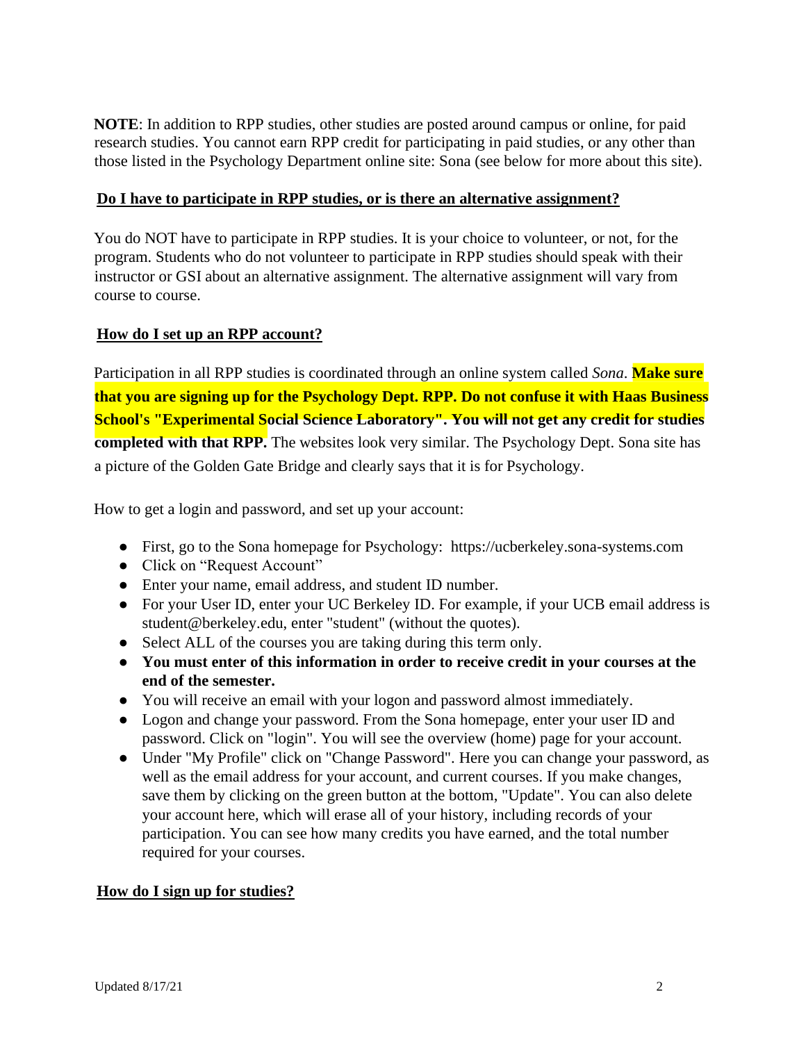**NOTE**: In addition to RPP studies, other studies are posted around campus or online, for paid research studies. You cannot earn RPP credit for participating in paid studies, or any other than those listed in the Psychology Department online site: Sona (see below for more about this site).

## Do I have to participate in RPP studies, or is there an alternative assignment?

You do NOT have to participate in RPP studies. It is your choice to volunteer, or not, for the program. Students who do not volunteer to participate in RPP studies should speak with their instructor or GSI about an alternative assignment. The alternative assignment will vary from course to course.

## How do I set up an RPP account?

Participation in all RPP studies is coordinated through an online system called *Sona*. **Make sure that you are signing up for the Psychology Dept. RPP. Do not confuse it with Haas Business School's "Experimental Social Science Laboratory". You will not get any credit for studies completed with that RPP.** The websites look very similar. The Psychology Dept. Sona site has a picture of the Golden Gate Bridge and clearly says that it is for Psychology.

How to get a login and password, and set up your account:

- First, go to the Sona homepage for Psychology: https://ucberkeley.sona-systems.com
- Click on "Request Account"
- Enter your name, email address, and student ID number.
- For your User ID, enter your UC Berkeley ID. For example, if your UCB email address is student@berkeley.edu, enter "student" (without the quotes).
- Select ALL of the courses you are taking during this term only.
- **You must enter of this information in order to receive credit in your courses at the end of the semester.**
- You will receive an email with your logon and password almost immediately.
- Logon and change your password. From the Sona homepage, enter your user ID and password. Click on "login". You will see the overview (home) page for your account.
- Under "My Profile" click on "Change Password". Here you can change your password, as well as the email address for your account, and current courses. If you make changes, save them by clicking on the green button at the bottom, "Update". You can also delete your account here, which will erase all of your history, including records of your participation. You can see how many credits you have earned, and the total number required for your courses.

## How do I sign up for studies?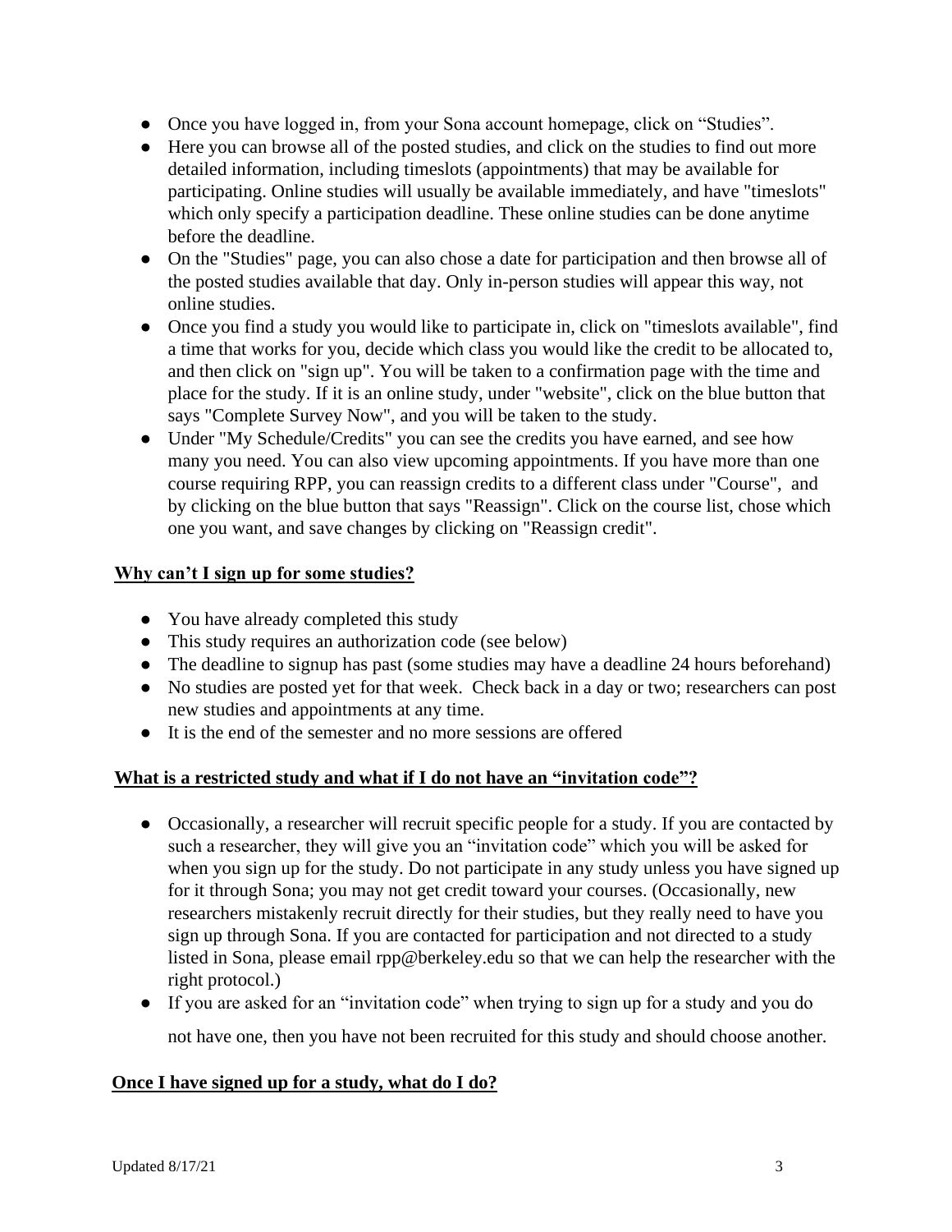- Once you have logged in, from your Sona account homepage, click on "Studies".
- Here you can browse all of the posted studies, and click on the studies to find out more detailed information, including timeslots (appointments) that may be available for participating. Online studies will usually be available immediately, and have "timeslots" which only specify a participation deadline. These online studies can be done anytime before the deadline.
- On the "Studies" page, you can also chose a date for participation and then browse all of the posted studies available that day. Only in-person studies will appear this way, not online studies.
- Once you find a study you would like to participate in, click on "timeslots available", find a time that works for you, decide which class you would like the credit to be allocated to, and then click on "sign up". You will be taken to a confirmation page with the time and place for the study. If it is an online study, under "website", click on the blue button that says "Complete Survey Now", and you will be taken to the study.
- Under "My Schedule/Credits" you can see the credits you have earned, and see how many you need. You can also view upcoming appointments. If you have more than one course requiring RPP, you can reassign credits to a different class under "Course", and by clicking on the blue button that says "Reassign". Click on the course list, chose which one you want, and save changes by clicking on "Reassign credit".

## <u>Why can't I sign up for some studies?</u>

- You have already completed this study
- This study requires an authorization code (see below)
- The deadline to signup has past (some studies may have a deadline 24 hours beforehand)
- No studies are posted yet for that week. Check back in a day or two; researchers can post new studies and appointments at any time.
- It is the end of the semester and no more sessions are offered

## <u>What is a restricted study and what if I do not have an "invitation code"?</u>

- Occasionally, a researcher will recruit specific people for a study. If you are contacted by such a researcher, they will give you an "invitation code" which you will be asked for when you sign up for the study. Do not participate in any study unless you have signed up for it through Sona; you may not get credit toward your courses. (Occasionally, new researchers mistakenly recruit directly for their studies, but they really need to have you sign up through Sona. If you are contacted for participation and not directed to a study listed in Sona, please email rpp@berkeley.edu so that we can help the researcher with the right protocol.)
- If you are asked for an "invitation code" when trying to sign up for a study and you do not have one, then you have not been recruited for this study and should choose another.

## <u>Once I have signed up for a study, what do I do?</u>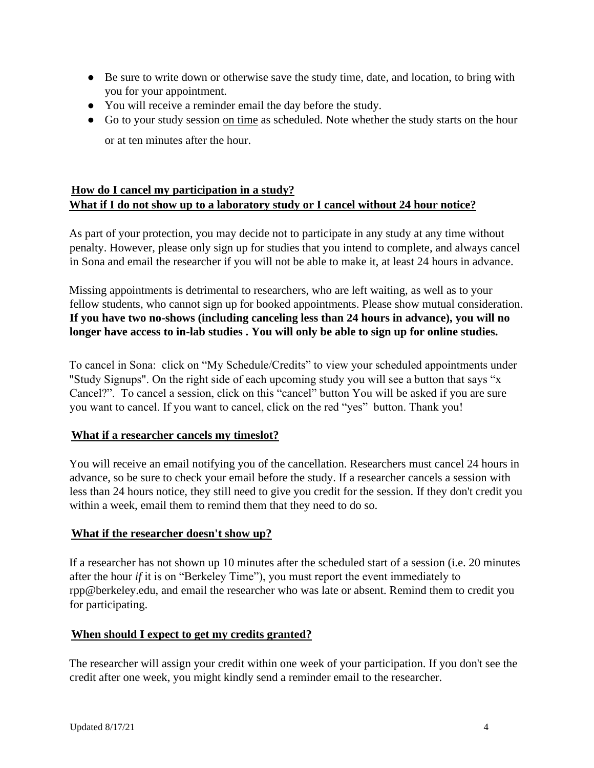- Be sure to write down or otherwise save the study time, date, and location, to bring with you for your appointment.
- You will receive a reminder email the day before the study.
- Go to your study session on time as scheduled. Note whether the study starts on the hour or at ten minutes after the hour.

### How do I cancel my participation in a study?
### What if I do not show up to a laboratory study or I cancel without 24 hour notice?

As part of your protection, you may decide not to participate in any study at any time without penalty. However, please only sign up for studies that you intend to complete, and always cancel in Sona and email the researcher if you will not be able to make it, at least 24 hours in advance.

Missing appointments is detrimental to researchers, who are left waiting, as well as to your fellow students, who cannot sign up for booked appointments. Please show mutual consideration. **If you have two no-shows (including canceling less than 24 hours in advance), you will no longer have access to in-lab studies . You will only be able to sign up for online studies.**

To cancel in Sona: click on "My Schedule/Credits" to view your scheduled appointments under "Study Signups". On the right side of each upcoming study you will see a button that says "x Cancel?". To cancel a session, click on this "cancel" button You will be asked if you are sure you want to cancel. If you want to cancel, click on the red "yes" button. Thank you!

### What if a researcher cancels my timeslot?

You will receive an email notifying you of the cancellation. Researchers must cancel 24 hours in advance, so be sure to check your email before the study. If a researcher cancels a session with less than 24 hours notice, they still need to give you credit for the session. If they don't credit you within a week, email them to remind them that they need to do so.

### What if the researcher doesn't show up?

If a researcher has not shown up 10 minutes after the scheduled start of a session (i.e. 20 minutes after the hour *if* it is on "Berkeley Time"), you must report the event immediately to rpp@berkeley.edu, and email the researcher who was late or absent. Remind them to credit you for participating.

### When should I expect to get my credits granted?

The researcher will assign your credit within one week of your participation. If you don't see the credit after one week, you might kindly send a reminder email to the researcher.

Updated 8/17/21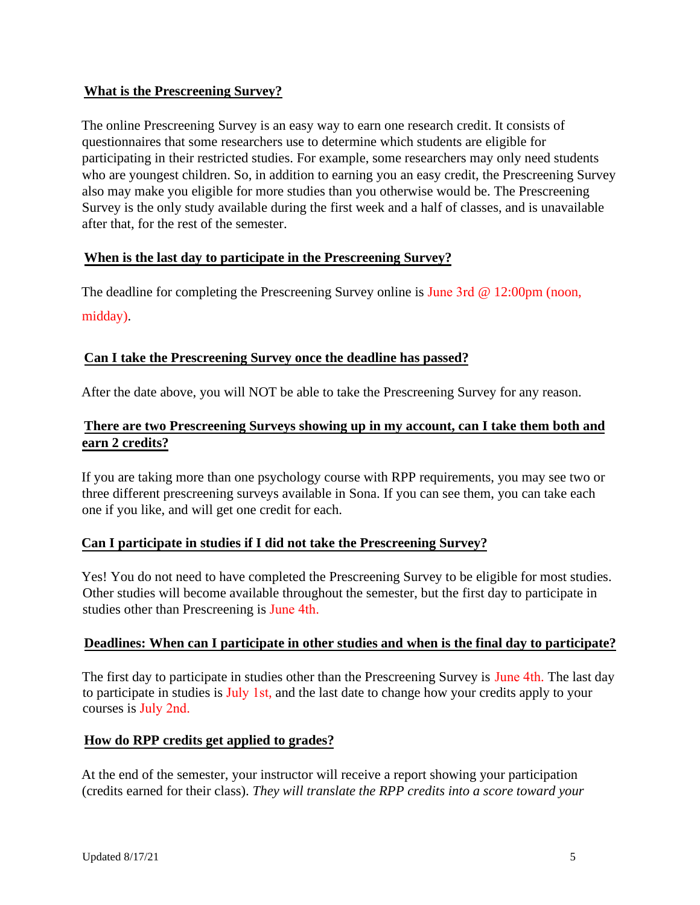**What is the Prescreening Survey?**

The online Prescreening Survey is an easy way to earn one research credit. It consists of questionnaires that some researchers use to determine which students are eligible for participating in their restricted studies. For example, some researchers may only need students who are youngest children. So, in addition to earning you an easy credit, the Prescreening Survey also may make you eligible for more studies than you otherwise would be. The Prescreening Survey is the only study available during the first week and a half of classes, and is unavailable after that, for the rest of the semester.

**When is the last day to participate in the Prescreening Survey?**

The deadline for completing the Prescreening Survey online is June 3rd @ 12:00pm (noon, midday).

**Can I take the Prescreening Survey once the deadline has passed?**

After the date above, you will NOT be able to take the Prescreening Survey for any reason.

**There are two Prescreening Surveys showing up in my account, can I take them both and earn 2 credits?**

If you are taking more than one psychology course with RPP requirements, you may see two or three different prescreening surveys available in Sona. If you can see them, you can take each one if you like, and will get one credit for each.

**Can I participate in studies if I did not take the Prescreening Survey?**

Yes! You do not need to have completed the Prescreening Survey to be eligible for most studies. Other studies will become available throughout the semester, but the first day to participate in studies other than Prescreening is June 4th.

**Deadlines: When can I participate in other studies and when is the final day to participate?**

The first day to participate in studies other than the Prescreening Survey is June 4th. The last day to participate in studies is July 1st, and the last date to change how your credits apply to your courses is July 2nd.

**How do RPP credits get applied to grades?**

At the end of the semester, your instructor will receive a report showing your participation (credits earned for their class). *They will translate the RPP credits into a score toward your*

Updated 8/17/21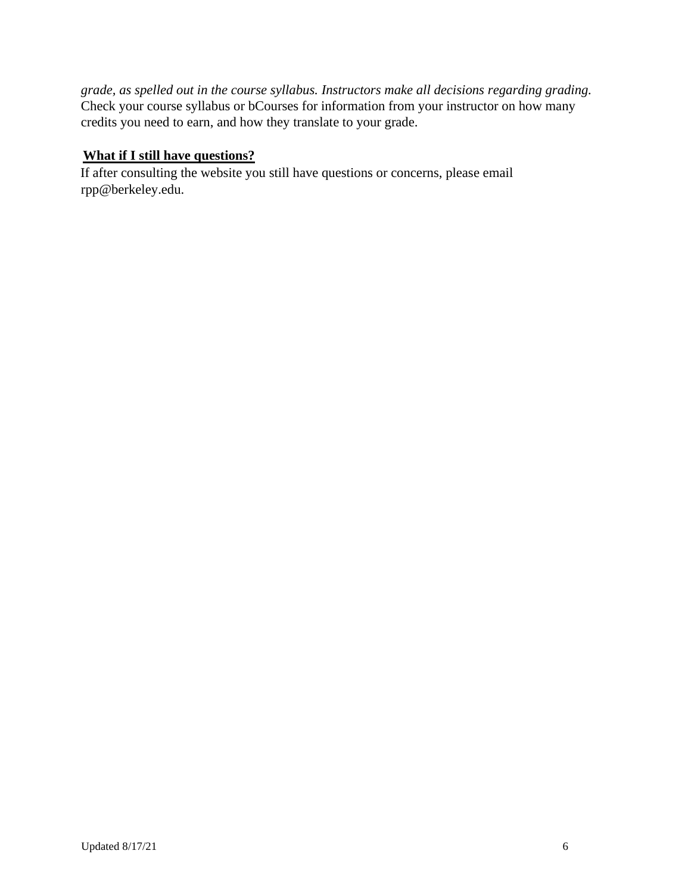*grade, as spelled out in the course syllabus. Instructors make all decisions regarding grading.* Check your course syllabus or bCourses for information from your instructor on how many credits you need to earn, and how they translate to your grade.

## What if I still have questions?

If after consulting the website you still have questions or concerns, please email rpp@berkeley.edu.

Updated 8/17/21